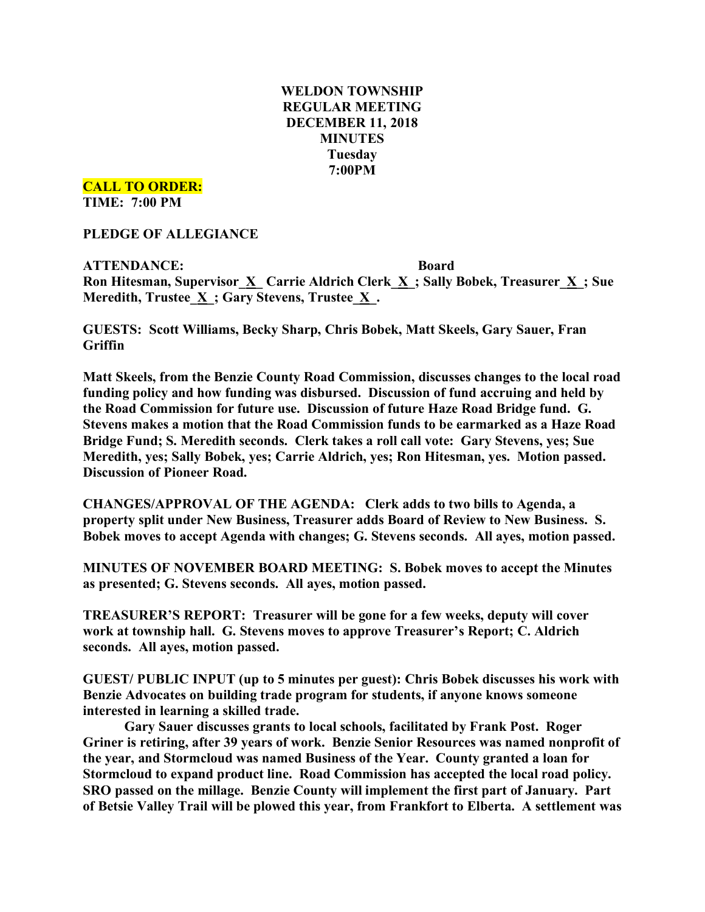**WELDON TOWNSHIP**
**REGULAR MEETING**
**DECEMBER 11, 2018**
**MINUTES**
**Tuesday**
**7:00PM**

**CALL TO ORDER:**
**TIME: 7:00 PM**

**PLEDGE OF ALLEGIANCE**

**ATTENDANCE: Board**
**Ron Hitesman, Supervisor_X_ Carrie Aldrich Clerk_X_; Sally Bobek, Treasurer_X_; Sue Meredith, Trustee_X_; Gary Stevens, Trustee_X_.**

**GUESTS: Scott Williams, Becky Sharp, Chris Bobek, Matt Skeels, Gary Sauer, Fran Griffin**

**Matt Skeels, from the Benzie County Road Commission, discusses changes to the local road funding policy and how funding was disbursed. Discussion of fund accruing and held by the Road Commission for future use. Discussion of future Haze Road Bridge fund. G. Stevens makes a motion that the Road Commission funds to be earmarked as a Haze Road Bridge Fund; S. Meredith seconds. Clerk takes a roll call vote: Gary Stevens, yes; Sue Meredith, yes; Sally Bobek, yes; Carrie Aldrich, yes; Ron Hitesman, yes. Motion passed. Discussion of Pioneer Road.**

**CHANGES/APPROVAL OF THE AGENDA: Clerk adds to two bills to Agenda, a property split under New Business, Treasurer adds Board of Review to New Business. S. Bobek moves to accept Agenda with changes; G. Stevens seconds. All ayes, motion passed.**

**MINUTES OF NOVEMBER BOARD MEETING: S. Bobek moves to accept the Minutes as presented; G. Stevens seconds. All ayes, motion passed.**

**TREASURER'S REPORT: Treasurer will be gone for a few weeks, deputy will cover work at township hall. G. Stevens moves to approve Treasurer's Report; C. Aldrich seconds. All ayes, motion passed.**

**GUEST/ PUBLIC INPUT (up to 5 minutes per guest): Chris Bobek discusses his work with Benzie Advocates on building trade program for students, if anyone knows someone interested in learning a skilled trade.**

**Gary Sauer discusses grants to local schools, facilitated by Frank Post. Roger Griner is retiring, after 39 years of work. Benzie Senior Resources was named nonprofit of the year, and Stormcloud was named Business of the Year. County granted a loan for Stormcloud to expand product line. Road Commission has accepted the local road policy. SRO passed on the millage. Benzie County will implement the first part of January. Part of Betsie Valley Trail will be plowed this year, from Frankfort to Elberta. A settlement was**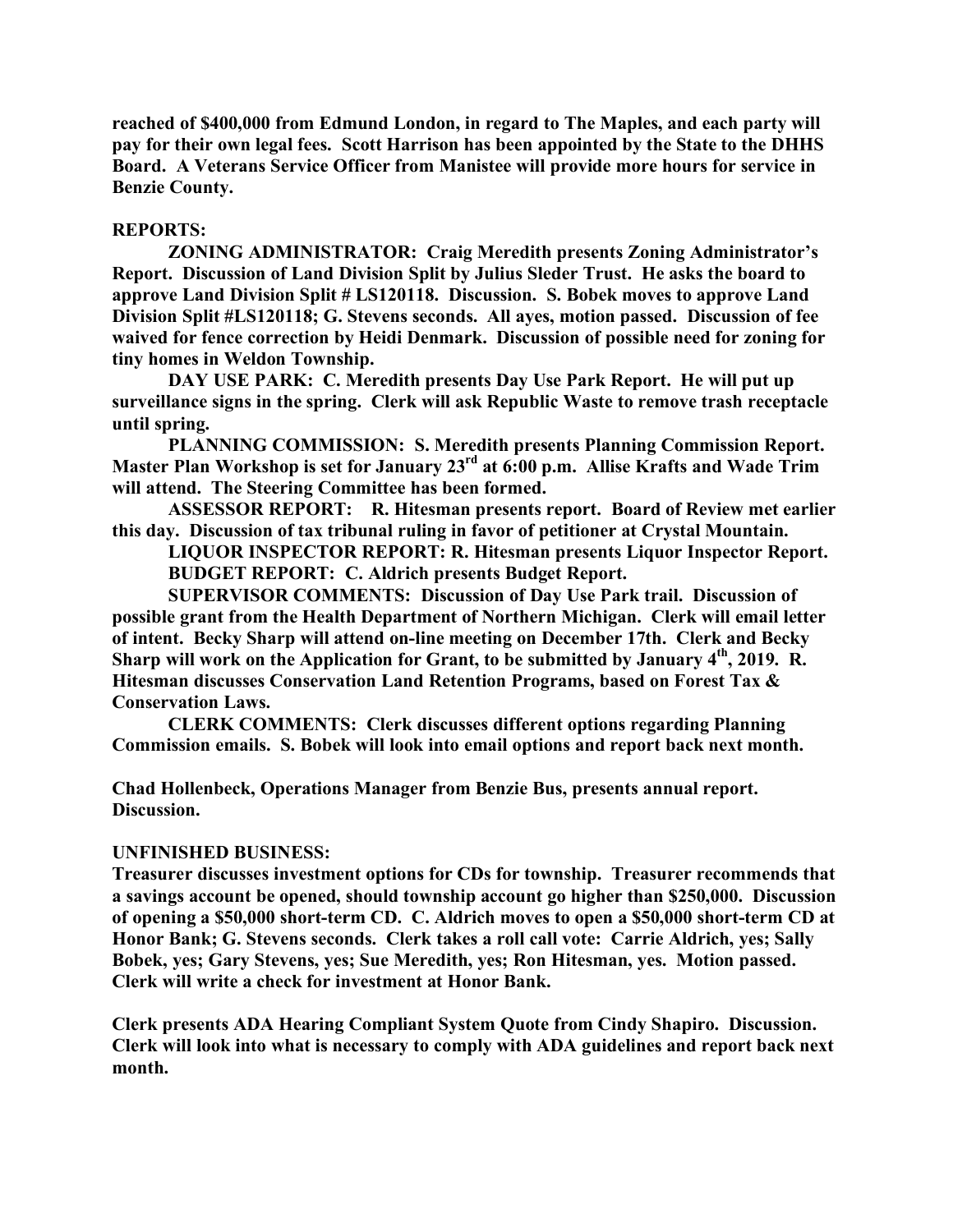**reached of $400,000 from Edmund London, in regard to The Maples, and each party will pay for their own legal fees. Scott Harrison has been appointed by the State to the DHHS Board. A Veterans Service Officer from Manistee will provide more hours for service in Benzie County.**

**REPORTS:**

**ZONING ADMINISTRATOR: Craig Meredith presents Zoning Administrator's Report. Discussion of Land Division Split by Julius Sleder Trust. He asks the board to approve Land Division Split # LS120118. Discussion. S. Bobek moves to approve Land Division Split #LS120118; G. Stevens seconds. All ayes, motion passed. Discussion of fee waived for fence correction by Heidi Denmark. Discussion of possible need for zoning for tiny homes in Weldon Township.**

**DAY USE PARK: C. Meredith presents Day Use Park Report. He will put up surveillance signs in the spring. Clerk will ask Republic Waste to remove trash receptacle until spring.**

**PLANNING COMMISSION: S. Meredith presents Planning Commission Report. Master Plan Workshop is set for January 23rd at 6:00 p.m. Allise Krafts and Wade Trim will attend. The Steering Committee has been formed.**

**ASSESSOR REPORT: R. Hitesman presents report. Board of Review met earlier this day. Discussion of tax tribunal ruling in favor of petitioner at Crystal Mountain.**

**LIQUOR INSPECTOR REPORT: R. Hitesman presents Liquor Inspector Report.**

**BUDGET REPORT: C. Aldrich presents Budget Report.**

**SUPERVISOR COMMENTS: Discussion of Day Use Park trail. Discussion of possible grant from the Health Department of Northern Michigan. Clerk will email letter of intent. Becky Sharp will attend on-line meeting on December 17th. Clerk and Becky Sharp will work on the Application for Grant, to be submitted by January 4th, 2019. R. Hitesman discusses Conservation Land Retention Programs, based on Forest Tax & Conservation Laws.**

**CLERK COMMENTS: Clerk discusses different options regarding Planning Commission emails. S. Bobek will look into email options and report back next month.**

**Chad Hollenbeck, Operations Manager from Benzie Bus, presents annual report. Discussion.**

**UNFINISHED BUSINESS:**

**Treasurer discusses investment options for CDs for township. Treasurer recommends that a savings account be opened, should township account go higher than $250,000. Discussion of opening a $50,000 short-term CD. C. Aldrich moves to open a $50,000 short-term CD at Honor Bank; G. Stevens seconds. Clerk takes a roll call vote: Carrie Aldrich, yes; Sally Bobek, yes; Gary Stevens, yes; Sue Meredith, yes; Ron Hitesman, yes. Motion passed. Clerk will write a check for investment at Honor Bank.**

**Clerk presents ADA Hearing Compliant System Quote from Cindy Shapiro. Discussion. Clerk will look into what is necessary to comply with ADA guidelines and report back next month.**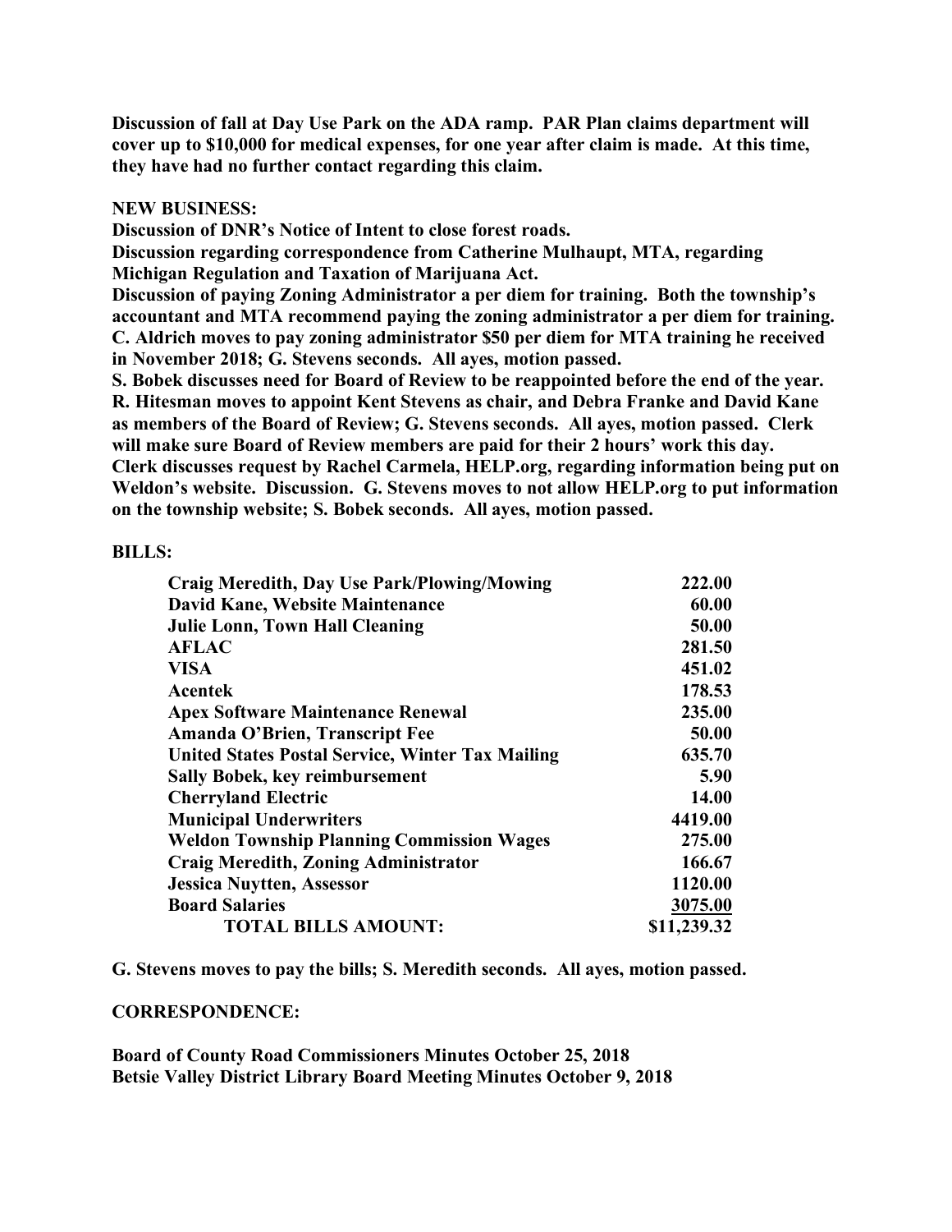**Discussion of fall at Day Use Park on the ADA ramp. PAR Plan claims department will cover up to $10,000 for medical expenses, for one year after claim is made. At this time, they have had no further contact regarding this claim.**

**NEW BUSINESS:**

**Discussion of DNR's Notice of Intent to close forest roads.**

**Discussion regarding correspondence from Catherine Mulhaupt, MTA, regarding Michigan Regulation and Taxation of Marijuana Act.**

**Discussion of paying Zoning Administrator a per diem for training. Both the township's accountant and MTA recommend paying the zoning administrator a per diem for training. C. Aldrich moves to pay zoning administrator $50 per diem for MTA training he received in November 2018; G. Stevens seconds. All ayes, motion passed.**

**S. Bobek discusses need for Board of Review to be reappointed before the end of the year. R. Hitesman moves to appoint Kent Stevens as chair, and Debra Franke and David Kane as members of the Board of Review; G. Stevens seconds. All ayes, motion passed. Clerk will make sure Board of Review members are paid for their 2 hours' work this day.**

**Clerk discusses request by Rachel Carmela, HELP.org, regarding information being put on Weldon's website. Discussion. G. Stevens moves to not allow HELP.org to put information on the township website; S. Bobek seconds. All ayes, motion passed.**

**BILLS:**

| | |
|---|---|
| **Craig Meredith, Day Use Park/Plowing/Mowing** | **222.00** |
| **David Kane, Website Maintenance** | **60.00** |
| **Julie Lonn, Town Hall Cleaning** | **50.00** |
| **AFLAC** | **281.50** |
| **VISA** | **451.02** |
| **Acentek** | **178.53** |
| **Apex Software Maintenance Renewal** | **235.00** |
| **Amanda O'Brien, Transcript Fee** | **50.00** |
| **United States Postal Service, Winter Tax Mailing** | **635.70** |
| **Sally Bobek, key reimbursement** | **5.90** |
| **Cherryland Electric** | **14.00** |
| **Municipal Underwriters** | **4419.00** |
| **Weldon Township Planning Commission Wages** | **275.00** |
| **Craig Meredith, Zoning Administrator** | **166.67** |
| **Jessica Nuytten, Assessor** | **1120.00** |
| **Board Salaries** | **3075.00** |
| **TOTAL BILLS AMOUNT:** | **$11,239.32** |

**G. Stevens moves to pay the bills; S. Meredith seconds. All ayes, motion passed.**

**CORRESPONDENCE:**

**Board of County Road Commissioners Minutes October 25, 2018**
**Betsie Valley District Library Board Meeting Minutes October 9, 2018**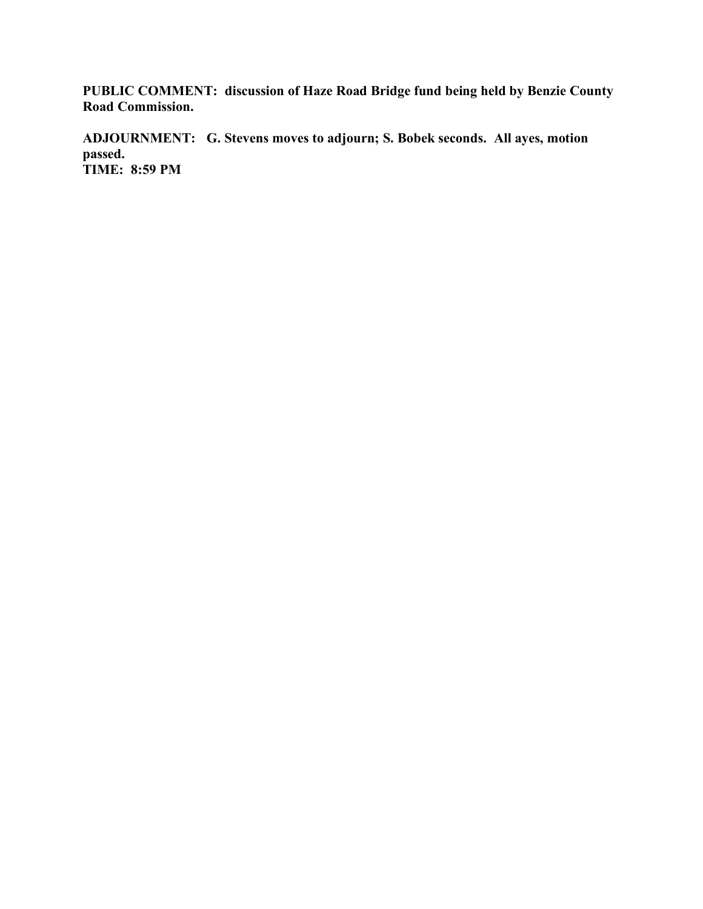**PUBLIC COMMENT: discussion of Haze Road Bridge fund being held by Benzie County Road Commission.**

**ADJOURNMENT: G. Stevens moves to adjourn; S. Bobek seconds. All ayes, motion passed.**
**TIME: 8:59 PM**